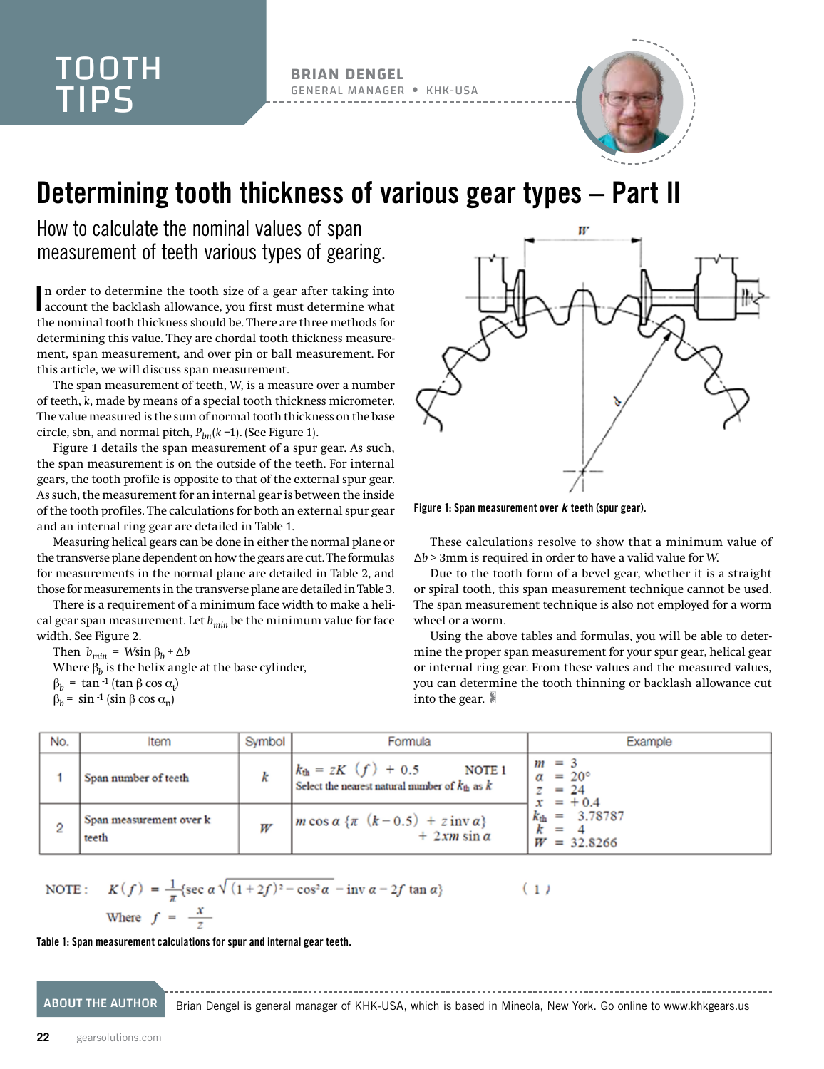TOOTH TIPS

**BRIAN DENGEL**
GENERAL MANAGER • KHK-USA

# Determining tooth thickness of various gear types – Part II

## How to calculate the nominal values of span measurement of teeth various types of gearing.

In order to determine the tooth size of a gear after taking into account the backlash allowance, you first must determine what the nominal tooth thickness should be. There are three methods for determining this value. They are chordal tooth thickness measurement, span measurement, and over pin or ball measurement. For this article, we will discuss span measurement.

The span measurement of teeth, W, is a measure over a number of teeth, *k*, made by means of a special tooth thickness micrometer. The value measured is the sum of normal tooth thickness on the base circle, sbn, and normal pitch, $P_{bn}(k-1)$. (See Figure 1).

Figure 1 details the span measurement of a spur gear. As such, the span measurement is on the outside of the teeth. For internal gears, the tooth profile is opposite to that of the external spur gear. As such, the measurement for an internal gear is between the inside of the tooth profiles. The calculations for both an external spur gear and an internal ring gear are detailed in Table 1.

Measuring helical gears can be done in either the normal plane or the transverse plane dependent on how the gears are cut. The formulas for measurements in the normal plane are detailed in Table 2, and those for measurements in the transverse plane are detailed in Table 3.

There is a requirement of a minimum face width to make a helical gear span measurement. Let $b_{min}$ be the minimum value for face width. See Figure 2.

Then $b_{min} = W\sin\beta_b + \Delta b$

Where $\beta_b$ is the helix angle at the base cylinder,

$\beta_b = \tan^{-1}(\tan\beta\cos\alpha_t)$

$\beta_b = \sin^{-1}(\sin\beta\cos\alpha_n)$

**Figure 1: Span measurement over *k* teeth (spur gear).**

These calculations resolve to show that a minimum value of $\Delta b > 3$mm is required in order to have a valid value for *W*.

Due to the tooth form of a bevel gear, whether it is a straight or spiral tooth, this span measurement technique cannot be used. The span measurement technique is also not employed for a worm wheel or a worm.

Using the above tables and formulas, you will be able to determine the proper span measurement for your spur gear, helical gear or internal ring gear. From these values and the measured values, you can determine the tooth thinning or backlash allowance cut into the gear.

| No. | Item | Symbol | Formula | Example |
|---|---|---|---|---|
| 1 | Span number of teeth | $k$ | $k_{th} = zK(f) + 0.5$ NOTE 1<br>Select the nearest natural number of $k_{th}$ as $k$ | $m = 3$<br>$\alpha = 20°$<br>$z = 24$<br>$x = +0.4$ |
| 2 | Span measurement over k teeth | $W$ | $m\cos\alpha\{\pi(k-0.5) + z\,\mathrm{inv}\,\alpha\} + 2xm\sin\alpha$ | $k_{th} = 3.78787$<br>$k = 4$<br>$W = 32.8266$ |

NOTE: $$K(f) = \frac{1}{\pi}\{\sec\alpha\sqrt{(1+2f)^2-\cos^2\alpha} - \mathrm{inv}\,\alpha - 2f\tan\alpha\} \quad (1)$$

Where $f = \dfrac{x}{z}$

**Table 1: Span measurement calculations for spur and internal gear teeth.**

**ABOUT THE AUTHOR** Brian Dengel is general manager of KHK-USA, which is based in Mineola, New York. Go online to www.khkgears.us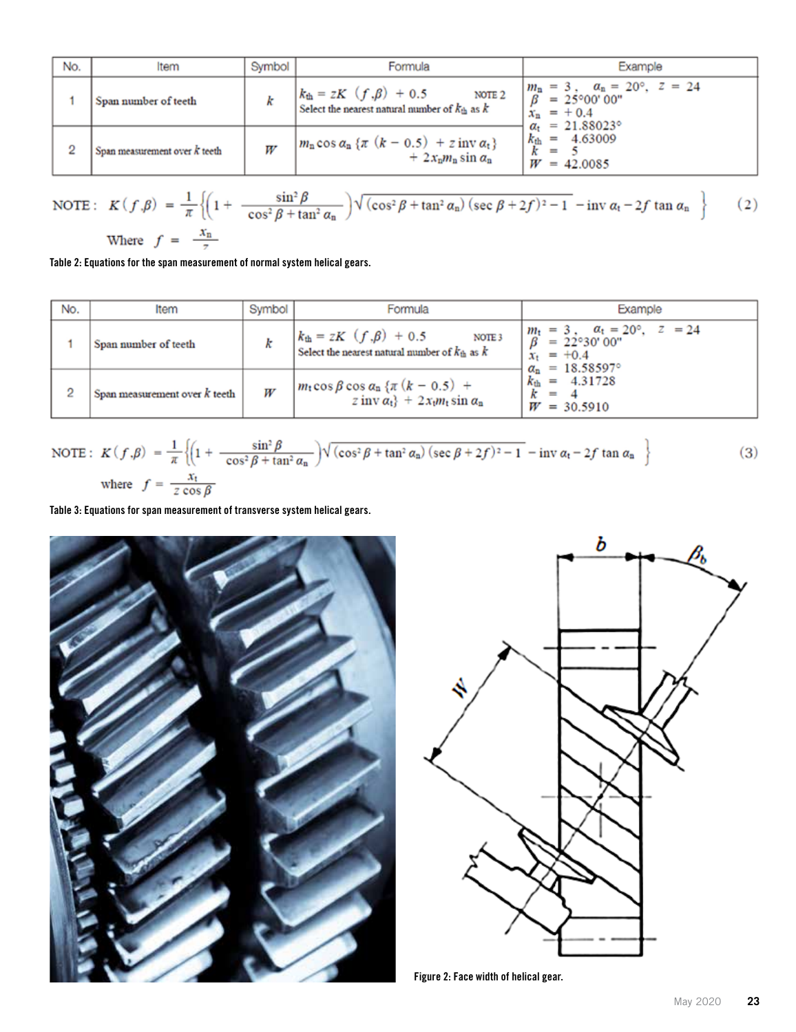| No. | Item | Symbol | Formula | Example |
|---|---|---|---|---|
| 1 | Span number of teeth | $k$ | $k_{th} = zK\ (f, \beta) + 0.5$ NOTE 2<br>Select the nearest natural number of $k_{th}$ as $k$ | $m_n = 3,\ \alpha_n = 20°,\ z = 24$<br>$\beta = 25°00'00''$<br>$x_n = +0.4$<br>$\alpha_t = 21.88023°$<br>$k_{th} = 4.63009$<br>$k = 5$<br>$W = 42.0085$ |
| 2 | Span measurement over $k$ teeth | $W$ | $m_n \cos\alpha_n \{\pi\ (k - 0.5) + z \operatorname{inv}\alpha_t\} + 2x_n m_n \sin\alpha_n$ | |

$$\text{NOTE: } K(f, \beta) = \frac{1}{\pi}\left\{\left(1 + \frac{\sin^2\beta}{\cos^2\beta + \tan^2\alpha_n}\right)\sqrt{(\cos^2\beta + \tan^2\alpha_n)(\sec\beta + 2f)^2 - 1} - \operatorname{inv}\alpha_t - 2f\tan\alpha_n\right\} \quad (2)$$

Where $f = \frac{x_n}{z}$

**Table 2: Equations for the span measurement of normal system helical gears.**

| No. | Item | Symbol | Formula | Example |
|---|---|---|---|---|
| 1 | Span number of teeth | $k$ | $k_{th} = zK\ (f, \beta) + 0.5$ NOTE 3<br>Select the nearest natural number of $k_{th}$ as $k$ | $m_t = 3,\ \alpha_t = 20°,\ z = 24$<br>$\beta = 22°30'00''$<br>$x_t = +0.4$<br>$\alpha_n = 18.58597°$<br>$k_{th} = 4.31728$<br>$k = 4$<br>$W = 30.5910$ |
| 2 | Span measurement over $k$ teeth | $W$ | $m_t \cos\beta \cos\alpha_n \{\pi\ (k - 0.5) + z \operatorname{inv}\alpha_t\} + 2x_t m_t \sin\alpha_n$ | |

$$\text{NOTE: } K(f, \beta) = \frac{1}{\pi}\left\{\left(1 + \frac{\sin^2\beta}{\cos^2\beta + \tan^2\alpha_n}\right)\sqrt{(\cos^2\beta + \tan^2\alpha_n)(\sec\beta + 2f)^2 - 1} - \operatorname{inv}\alpha_t - 2f\tan\alpha_n\right\} \quad (3)$$

where $f = \frac{x_t}{z\cos\beta}$

**Table 3: Equations for span measurement of transverse system helical gears.**

**Figure 2: Face width of helical gear.**